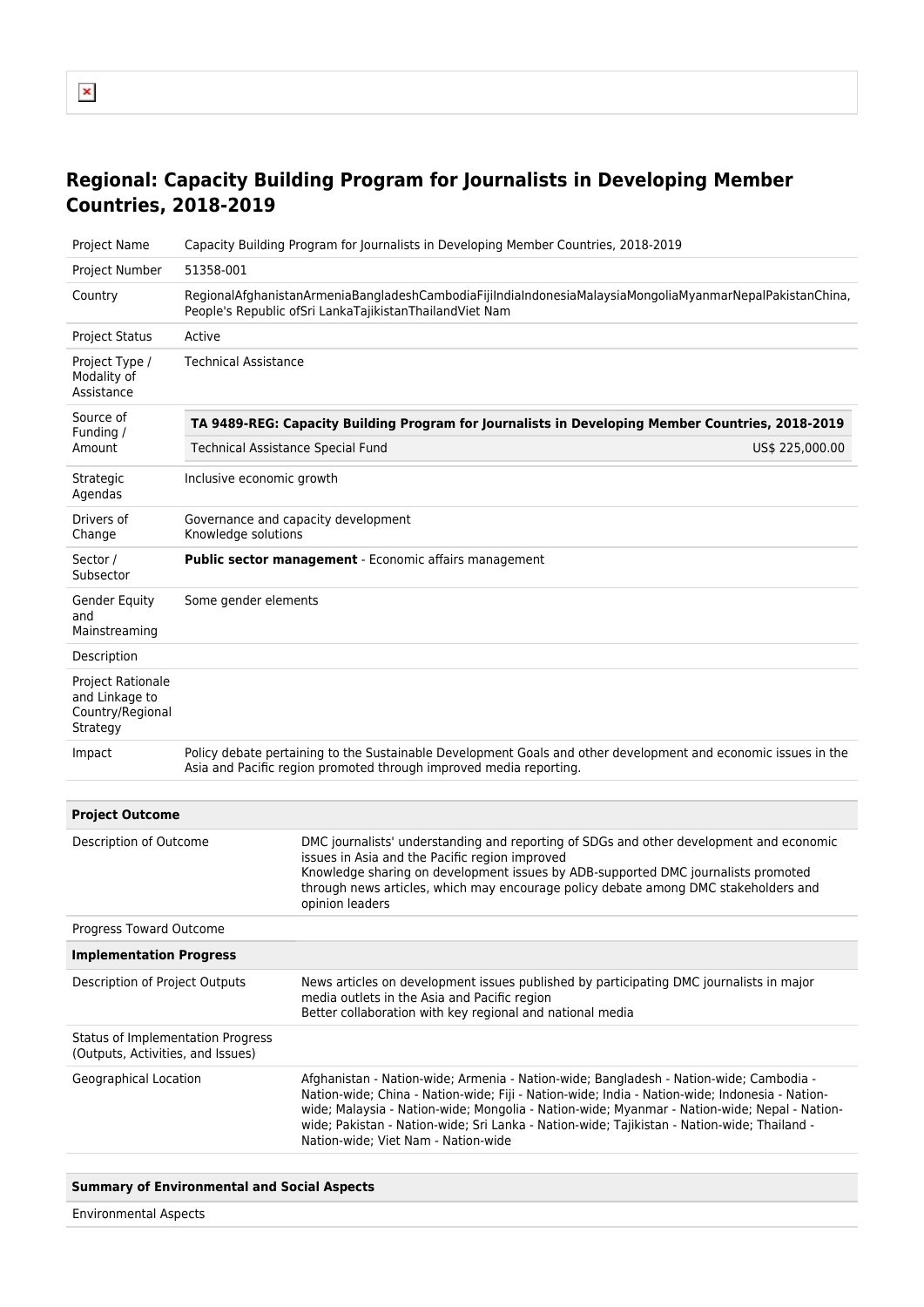# Regional: Capacity Building Program for Journalists in Developing Member Countries, 2018-2019

| | |
|---|---|
| Project Name | Capacity Building Program for Journalists in Developing Member Countries, 2018-2019 |
| Project Number | 51358-001 |
| Country | RegionalAfghanistanArmeniaBangladeshCambodiaFijiIndiaIndonesiaMalaysiaMongoliaMyanmarNepalPakistanChina, People's Republic ofSri LankaTajikistanThailandViet Nam |
| Project Status | Active |
| Project Type / Modality of Assistance | Technical Assistance |
| Source of Funding / Amount | **TA 9489-REG: Capacity Building Program for Journalists in Developing Member Countries, 2018-2019**<br>Technical Assistance Special Fund US$ 225,000.00 |
| Strategic Agendas | Inclusive economic growth |
| Drivers of Change | Governance and capacity development<br>Knowledge solutions |
| Sector / Subsector | **Public sector management** - Economic affairs management |
| Gender Equity and Mainstreaming | Some gender elements |
| Description | |
| Project Rationale and Linkage to Country/Regional Strategy | |
| Impact | Policy debate pertaining to the Sustainable Development Goals and other development and economic issues in the Asia and Pacific region promoted through improved media reporting. |

| **Project Outcome** | |
|---|---|
| Description of Outcome | DMC journalists' understanding and reporting of SDGs and other development and economic issues in Asia and the Pacific region improved<br>Knowledge sharing on development issues by ADB-supported DMC journalists promoted through news articles, which may encourage policy debate among DMC stakeholders and opinion leaders |
| Progress Toward Outcome | |
| **Implementation Progress** | |
| Description of Project Outputs | News articles on development issues published by participating DMC journalists in major media outlets in the Asia and Pacific region<br>Better collaboration with key regional and national media |
| Status of Implementation Progress (Outputs, Activities, and Issues) | |
| Geographical Location | Afghanistan - Nation-wide; Armenia - Nation-wide; Bangladesh - Nation-wide; Cambodia - Nation-wide; China - Nation-wide; Fiji - Nation-wide; India - Nation-wide; Indonesia - Nation-wide; Malaysia - Nation-wide; Mongolia - Nation-wide; Myanmar - Nation-wide; Nepal - Nation-wide; Pakistan - Nation-wide; Sri Lanka - Nation-wide; Tajikistan - Nation-wide; Thailand - Nation-wide; Viet Nam - Nation-wide |

| **Summary of Environmental and Social Aspects** |
|---|
| Environmental Aspects |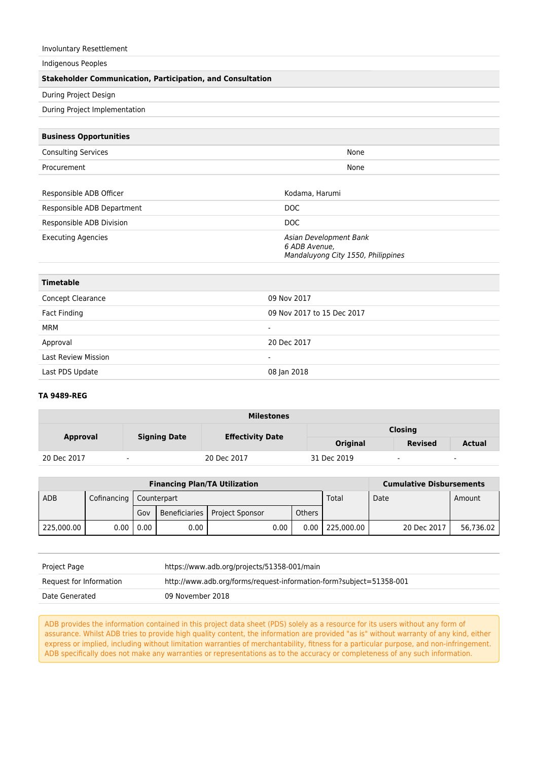| | |
|---|---|
| Involuntary Resettlement | |
| Indigenous Peoples | |
| **Stakeholder Communication, Participation, and Consultation** | |
| During Project Design | |
| During Project Implementation | |

| **Business Opportunities** | |
|---|---|
| Consulting Services | None |
| Procurement | None |

| | |
|---|---|
| Responsible ADB Officer | Kodama, Harumi |
| Responsible ADB Department | DOC |
| Responsible ADB Division | DOC |
| Executing Agencies | *Asian Development Bank*<br>*6 ADB Avenue,*<br>*Mandaluyong City 1550, Philippines* |

| **Timetable** | |
|---|---|
| Concept Clearance | 09 Nov 2017 |
| Fact Finding | 09 Nov 2017 to 15 Dec 2017 |
| MRM | - |
| Approval | 20 Dec 2017 |
| Last Review Mission | - |
| Last PDS Update | 08 Jan 2018 |

**TA 9489-REG**

| Milestones | | | | | |
|---|---|---|---|---|---|
| **Approval** | **Signing Date** | **Effectivity Date** | **Closing** | | |
| | | | **Original** | **Revised** | **Actual** |
| 20 Dec 2017 | - | 20 Dec 2017 | 31 Dec 2019 | - | - |

| Financing Plan/TA Utilization | | | | | | | Cumulative Disbursements | |
|---|---|---|---|---|---|---|---|---|
| ADB | Cofinancing | Counterpart | | | | Total | Date | Amount |
| | | Gov | Beneficiaries | Project Sponsor | Others | | | |
| 225,000.00 | 0.00 | 0.00 | 0.00 | 0.00 | 0.00 | 225,000.00 | 20 Dec 2017 | 56,736.02 |

| | |
|---|---|
| Project Page | https://www.adb.org/projects/51358-001/main |
| Request for Information | http://www.adb.org/forms/request-information-form?subject=51358-001 |
| Date Generated | 09 November 2018 |

ADB provides the information contained in this project data sheet (PDS) solely as a resource for its users without any form of assurance. Whilst ADB tries to provide high quality content, the information are provided "as is" without warranty of any kind, either express or implied, including without limitation warranties of merchantability, fitness for a particular purpose, and non-infringement. ADB specifically does not make any warranties or representations as to the accuracy or completeness of any such information.